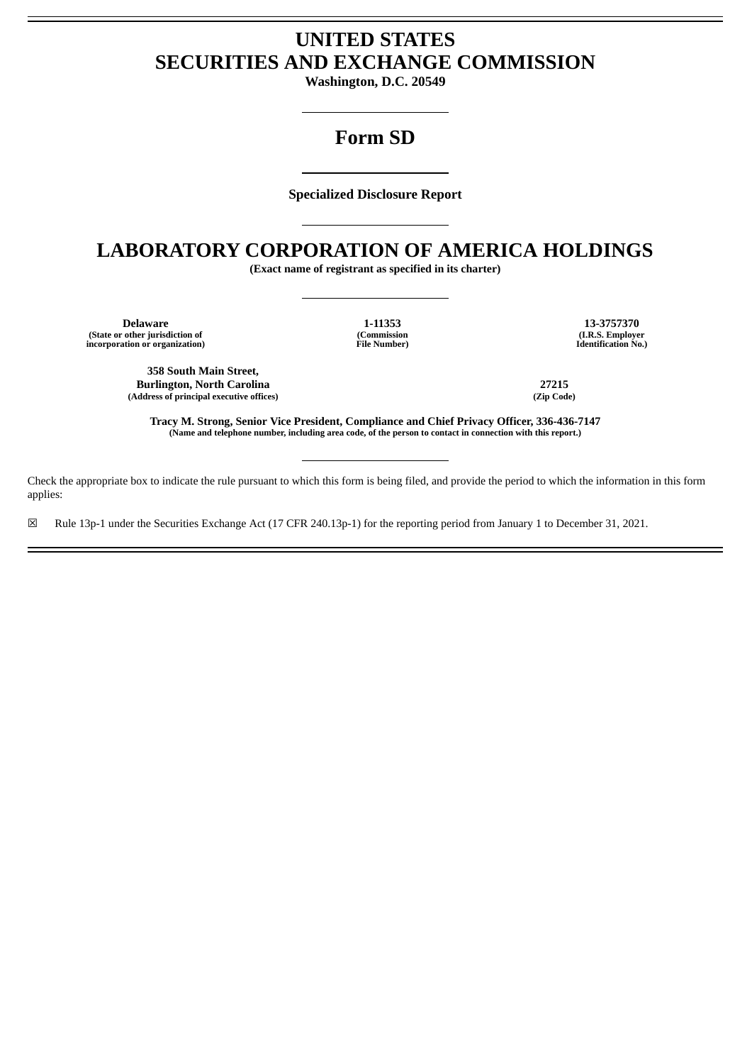# UNITED STATES
# SECURITIES AND EXCHANGE COMMISSION

**Washington, D.C. 20549**

---

# Form SD

---

**Specialized Disclosure Report**

---

# LABORATORY CORPORATION OF AMERICA HOLDINGS

**(Exact name of registrant as specified in its charter)**

---

| **Delaware** | **1-11353** | **13-3757370** |
|---|---|---|
| **(State or other jurisdiction of incorporation or organization)** | **(Commission File Number)** | **(I.R.S. Employer Identification No.)** |

| **358 South Main Street, Burlington, North Carolina** | **27215** |
|---|---|
| **(Address of principal executive offices)** | **(Zip Code)** |

**Tracy M. Strong, Senior Vice President, Compliance and Chief Privacy Officer, 336-436-7147**
**(Name and telephone number, including area code, of the person to contact in connection with this report.)**

---

Check the appropriate box to indicate the rule pursuant to which this form is being filed, and provide the period to which the information in this form applies:

☒ Rule 13p-1 under the Securities Exchange Act (17 CFR 240.13p-1) for the reporting period from January 1 to December 31, 2021.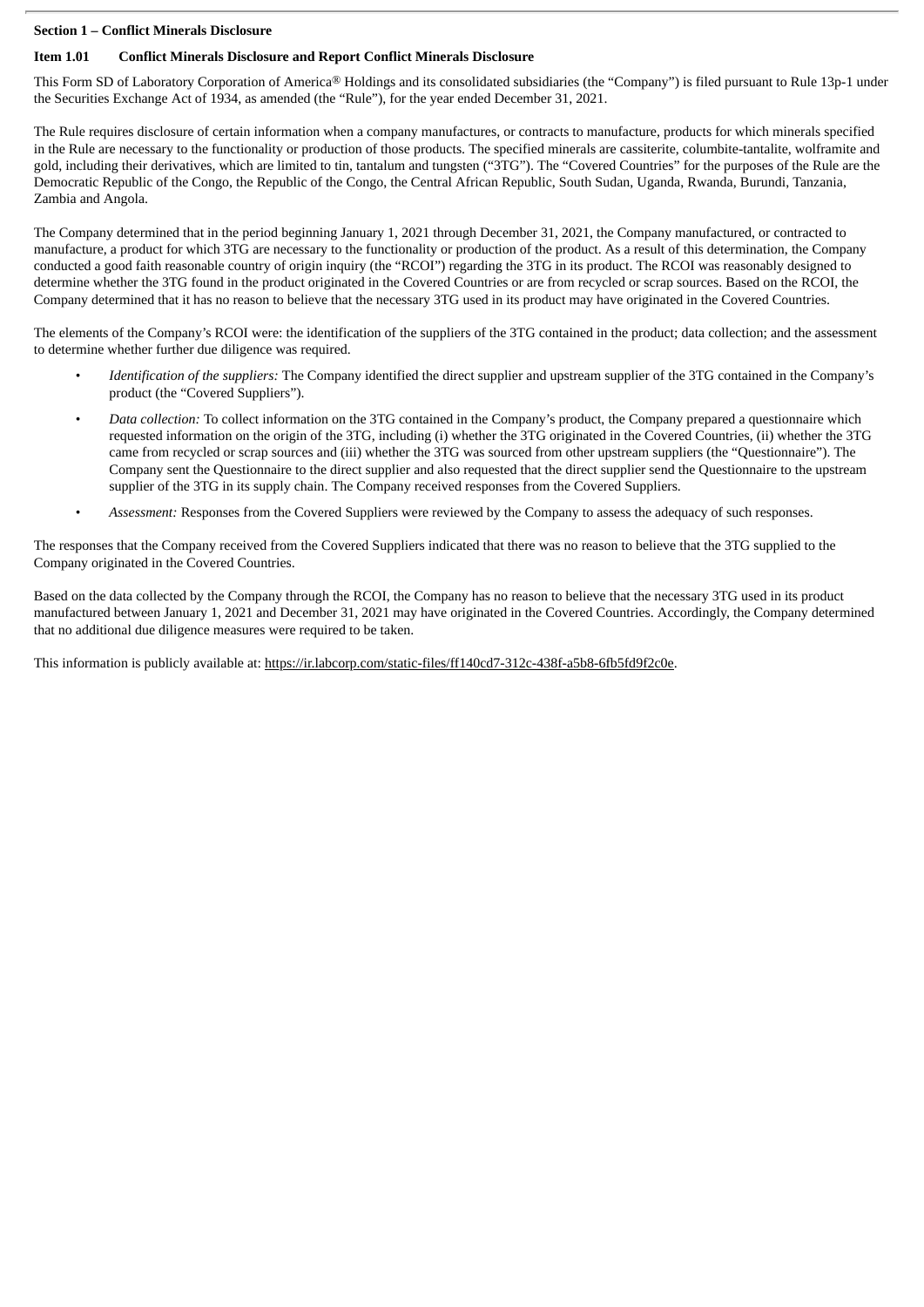**Section 1 – Conflict Minerals Disclosure**

**Item 1.01 Conflict Minerals Disclosure and Report Conflict Minerals Disclosure**

This Form SD of Laboratory Corporation of America® Holdings and its consolidated subsidiaries (the "Company") is filed pursuant to Rule 13p-1 under the Securities Exchange Act of 1934, as amended (the "Rule"), for the year ended December 31, 2021.

The Rule requires disclosure of certain information when a company manufactures, or contracts to manufacture, products for which minerals specified in the Rule are necessary to the functionality or production of those products. The specified minerals are cassiterite, columbite-tantalite, wolframite and gold, including their derivatives, which are limited to tin, tantalum and tungsten ("3TG"). The "Covered Countries" for the purposes of the Rule are the Democratic Republic of the Congo, the Republic of the Congo, the Central African Republic, South Sudan, Uganda, Rwanda, Burundi, Tanzania, Zambia and Angola.

The Company determined that in the period beginning January 1, 2021 through December 31, 2021, the Company manufactured, or contracted to manufacture, a product for which 3TG are necessary to the functionality or production of the product. As a result of this determination, the Company conducted a good faith reasonable country of origin inquiry (the "RCOI") regarding the 3TG in its product. The RCOI was reasonably designed to determine whether the 3TG found in the product originated in the Covered Countries or are from recycled or scrap sources. Based on the RCOI, the Company determined that it has no reason to believe that the necessary 3TG used in its product may have originated in the Covered Countries.

The elements of the Company's RCOI were: the identification of the suppliers of the 3TG contained in the product; data collection; and the assessment to determine whether further due diligence was required.

- *Identification of the suppliers:* The Company identified the direct supplier and upstream supplier of the 3TG contained in the Company's product (the "Covered Suppliers").
- *Data collection:* To collect information on the 3TG contained in the Company's product, the Company prepared a questionnaire which requested information on the origin of the 3TG, including (i) whether the 3TG originated in the Covered Countries, (ii) whether the 3TG came from recycled or scrap sources and (iii) whether the 3TG was sourced from other upstream suppliers (the "Questionnaire"). The Company sent the Questionnaire to the direct supplier and also requested that the direct supplier send the Questionnaire to the upstream supplier of the 3TG in its supply chain. The Company received responses from the Covered Suppliers.
- *Assessment:* Responses from the Covered Suppliers were reviewed by the Company to assess the adequacy of such responses.

The responses that the Company received from the Covered Suppliers indicated that there was no reason to believe that the 3TG supplied to the Company originated in the Covered Countries.

Based on the data collected by the Company through the RCOI, the Company has no reason to believe that the necessary 3TG used in its product manufactured between January 1, 2021 and December 31, 2021 may have originated in the Covered Countries. Accordingly, the Company determined that no additional due diligence measures were required to be taken.

This information is publicly available at: https://ir.labcorp.com/static-files/ff140cd7-312c-438f-a5b8-6fb5fd9f2c0e.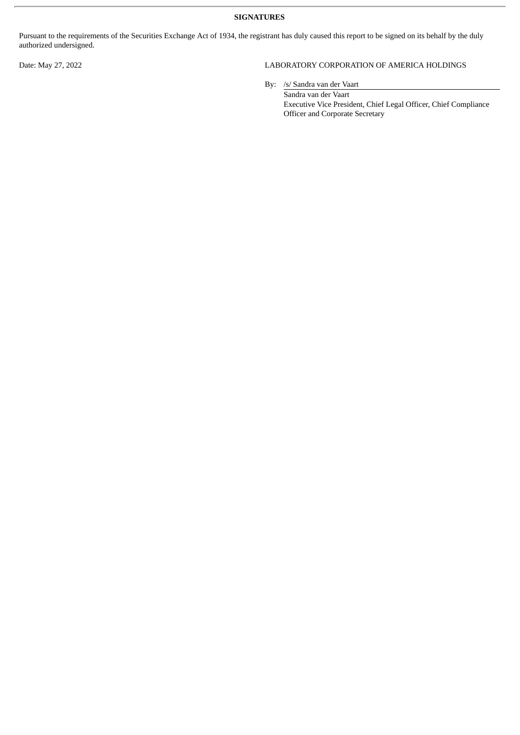**SIGNATURES**

Pursuant to the requirements of the Securities Exchange Act of 1934, the registrant has duly caused this report to be signed on its behalf by the duly authorized undersigned.

Date: May 27, 2022

LABORATORY CORPORATION OF AMERICA HOLDINGS

By: /s/ Sandra van der Vaart

Sandra van der Vaart
Executive Vice President, Chief Legal Officer, Chief Compliance Officer and Corporate Secretary